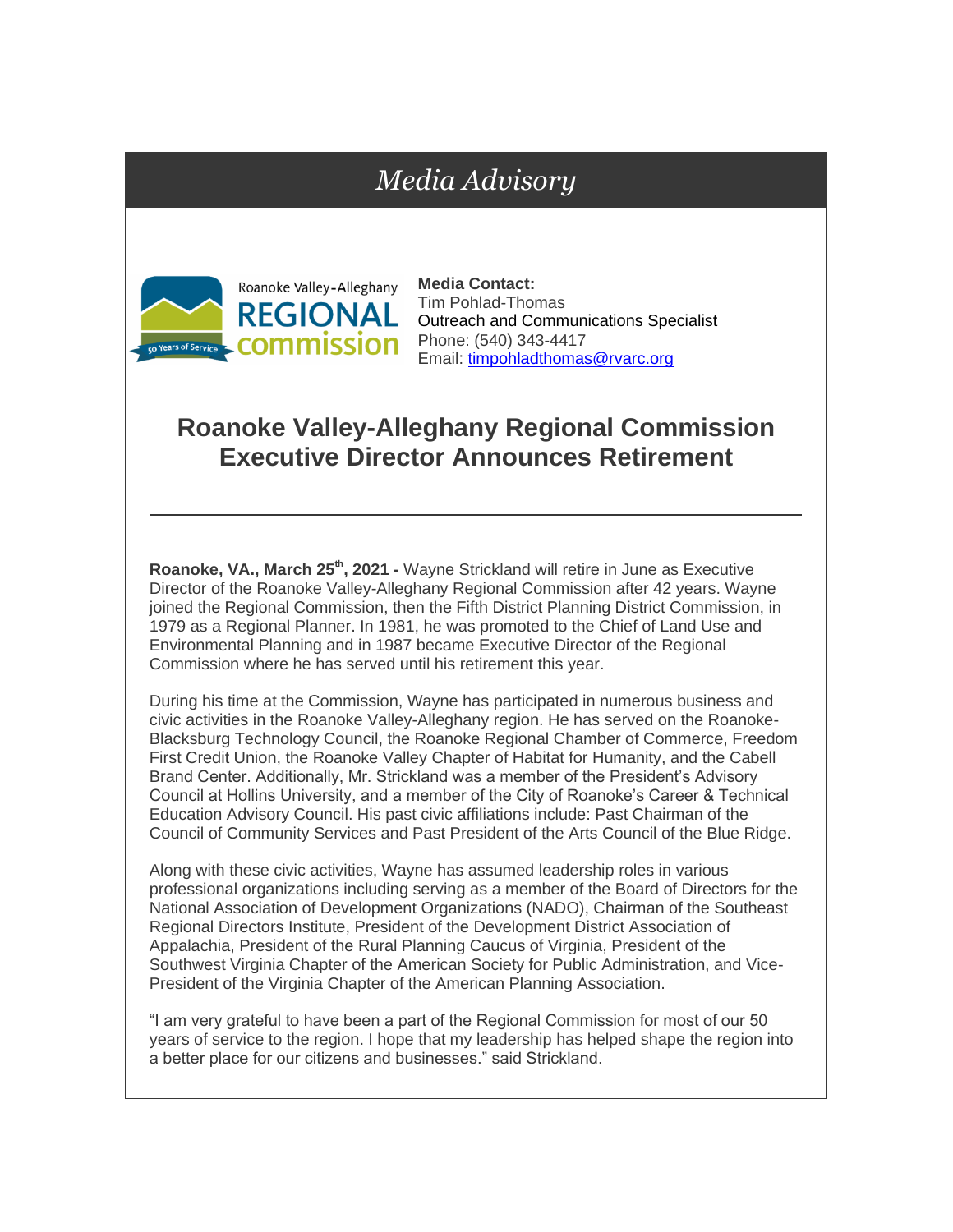# *Media Advisory*

Roanoke Valley-Alleghany REGIONAL commission

50 Years of Service

**Media Contact:**
Tim Pohlad-Thomas
Outreach and Communications Specialist
Phone: (540) 343-4417
Email: timpohladthomas@rvarc.org

## Roanoke Valley-Alleghany Regional Commission Executive Director Announces Retirement

---

**Roanoke, VA., March 25th, 2021 -** Wayne Strickland will retire in June as Executive Director of the Roanoke Valley-Alleghany Regional Commission after 42 years. Wayne joined the Regional Commission, then the Fifth District Planning District Commission, in 1979 as a Regional Planner. In 1981, he was promoted to the Chief of Land Use and Environmental Planning and in 1987 became Executive Director of the Regional Commission where he has served until his retirement this year.

During his time at the Commission, Wayne has participated in numerous business and civic activities in the Roanoke Valley-Alleghany region. He has served on the Roanoke-Blacksburg Technology Council, the Roanoke Regional Chamber of Commerce, Freedom First Credit Union, the Roanoke Valley Chapter of Habitat for Humanity, and the Cabell Brand Center. Additionally, Mr. Strickland was a member of the President's Advisory Council at Hollins University, and a member of the City of Roanoke's Career & Technical Education Advisory Council. His past civic affiliations include: Past Chairman of the Council of Community Services and Past President of the Arts Council of the Blue Ridge.

Along with these civic activities, Wayne has assumed leadership roles in various professional organizations including serving as a member of the Board of Directors for the National Association of Development Organizations (NADO), Chairman of the Southeast Regional Directors Institute, President of the Development District Association of Appalachia, President of the Rural Planning Caucus of Virginia, President of the Southwest Virginia Chapter of the American Society for Public Administration, and Vice-President of the Virginia Chapter of the American Planning Association.

"I am very grateful to have been a part of the Regional Commission for most of our 50 years of service to the region. I hope that my leadership has helped shape the region into a better place for our citizens and businesses." said Strickland.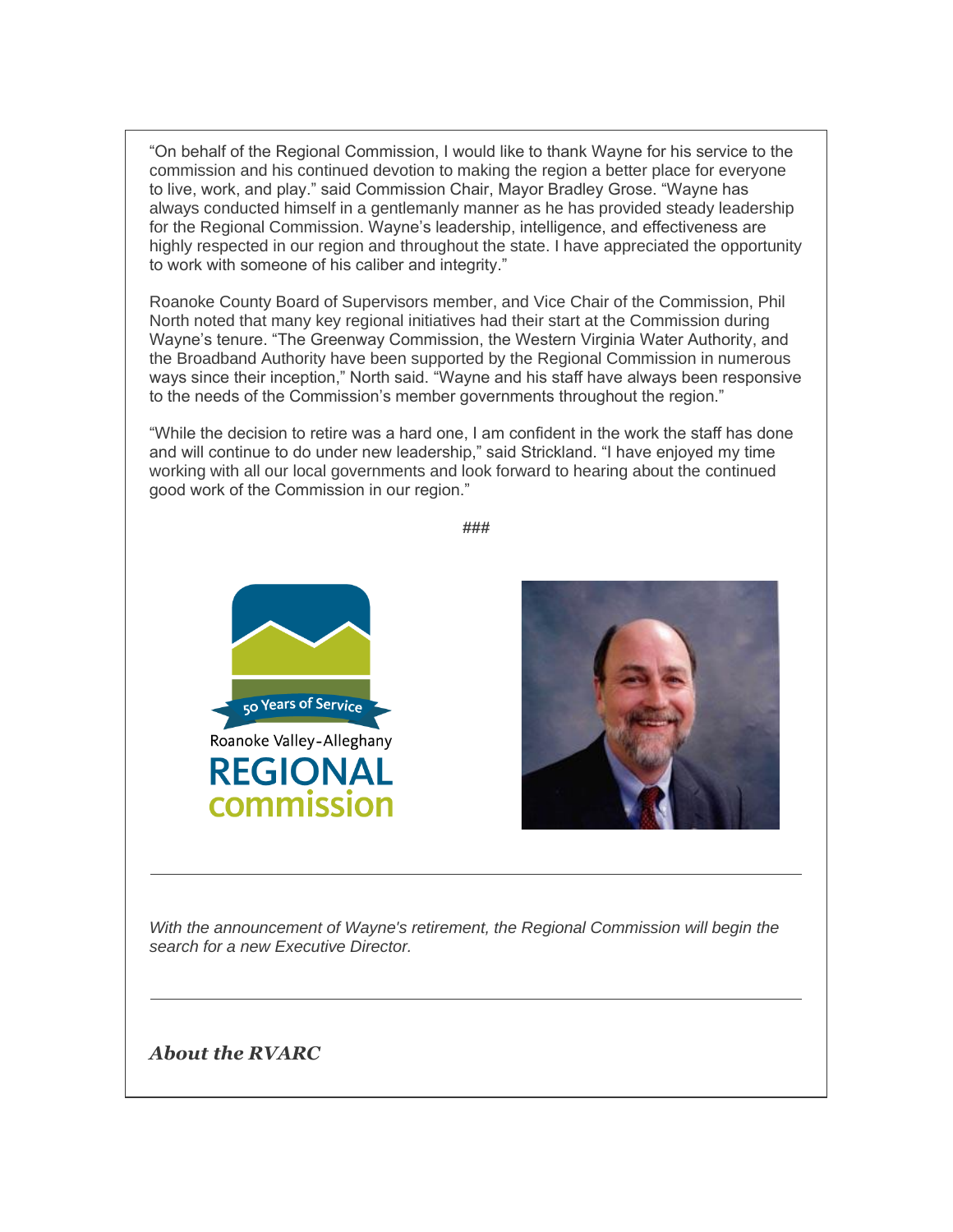“On behalf of the Regional Commission, I would like to thank Wayne for his service to the commission and his continued devotion to making the region a better place for everyone to live, work, and play.” said Commission Chair, Mayor Bradley Grose. “Wayne has always conducted himself in a gentlemanly manner as he has provided steady leadership for the Regional Commission. Wayne’s leadership, intelligence, and effectiveness are highly respected in our region and throughout the state. I have appreciated the opportunity to work with someone of his caliber and integrity.”

Roanoke County Board of Supervisors member, and Vice Chair of the Commission, Phil North noted that many key regional initiatives had their start at the Commission during Wayne’s tenure. “The Greenway Commission, the Western Virginia Water Authority, and the Broadband Authority have been supported by the Regional Commission in numerous ways since their inception,” North said. “Wayne and his staff have always been responsive to the needs of the Commission’s member governments throughout the region.”

“While the decision to retire was a hard one, I am confident in the work the staff has done and will continue to do under new leadership,” said Strickland. “I have enjoyed my time working with all our local governments and look forward to hearing about the continued good work of the Commission in our region.”

###

---

*With the announcement of Wayne's retirement, the Regional Commission will begin the search for a new Executive Director.*

---

***About the RVARC***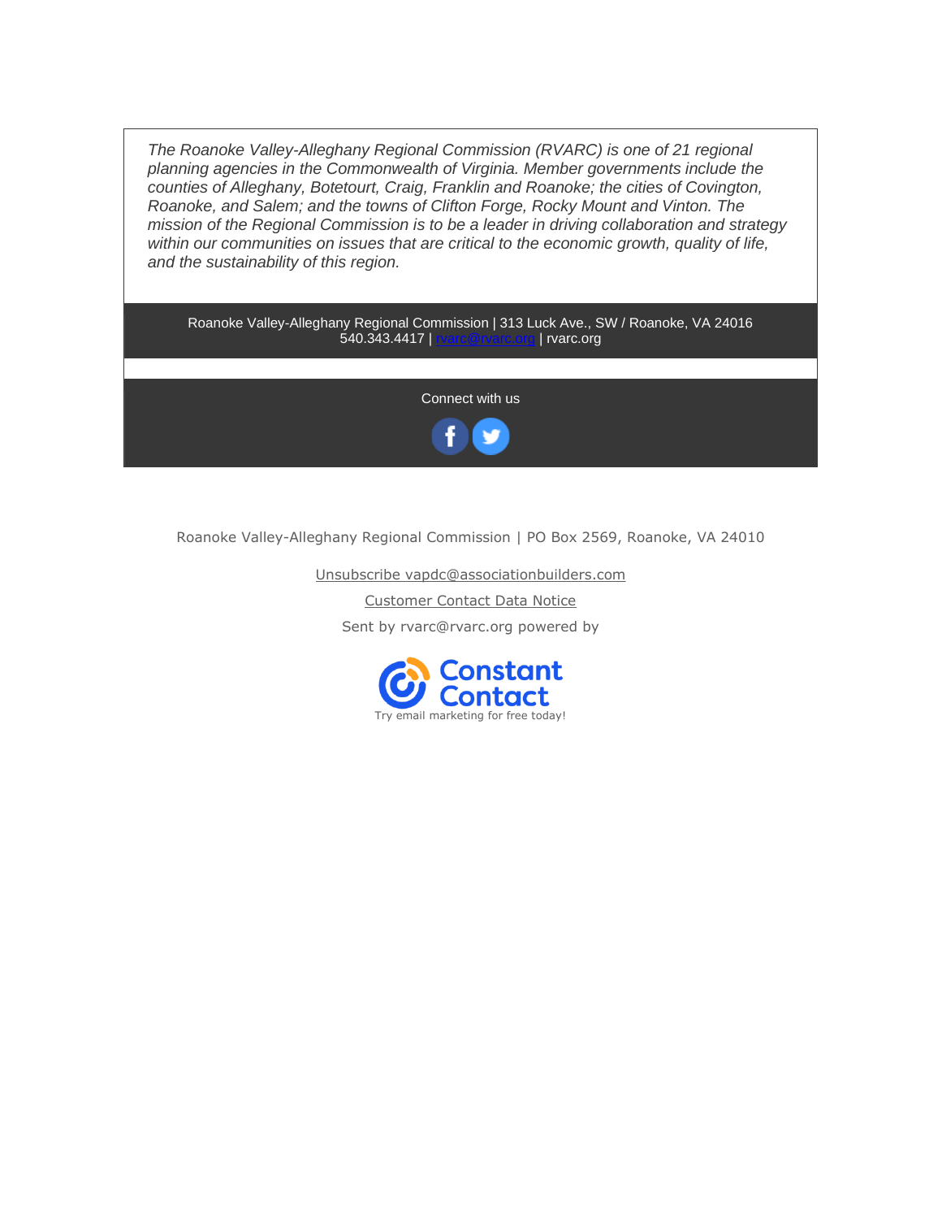*The Roanoke Valley-Alleghany Regional Commission (RVARC) is one of 21 regional planning agencies in the Commonwealth of Virginia. Member governments include the counties of Alleghany, Botetourt, Craig, Franklin and Roanoke; the cities of Covington, Roanoke, and Salem; and the towns of Clifton Forge, Rocky Mount and Vinton. The mission of the Regional Commission is to be a leader in driving collaboration and strategy within our communities on issues that are critical to the economic growth, quality of life, and the sustainability of this region.*

Roanoke Valley-Alleghany Regional Commission | 313 Luck Ave., SW / Roanoke, VA 24016
540.343.4417 | rvarc@rvarc.org | rvarc.org

Connect with us

Roanoke Valley-Alleghany Regional Commission | PO Box 2569, Roanoke, VA 24010

Unsubscribe vapdc@associationbuilders.com

Customer Contact Data Notice

Sent by rvarc@rvarc.org powered by

Constant Contact

Try email marketing for free today!